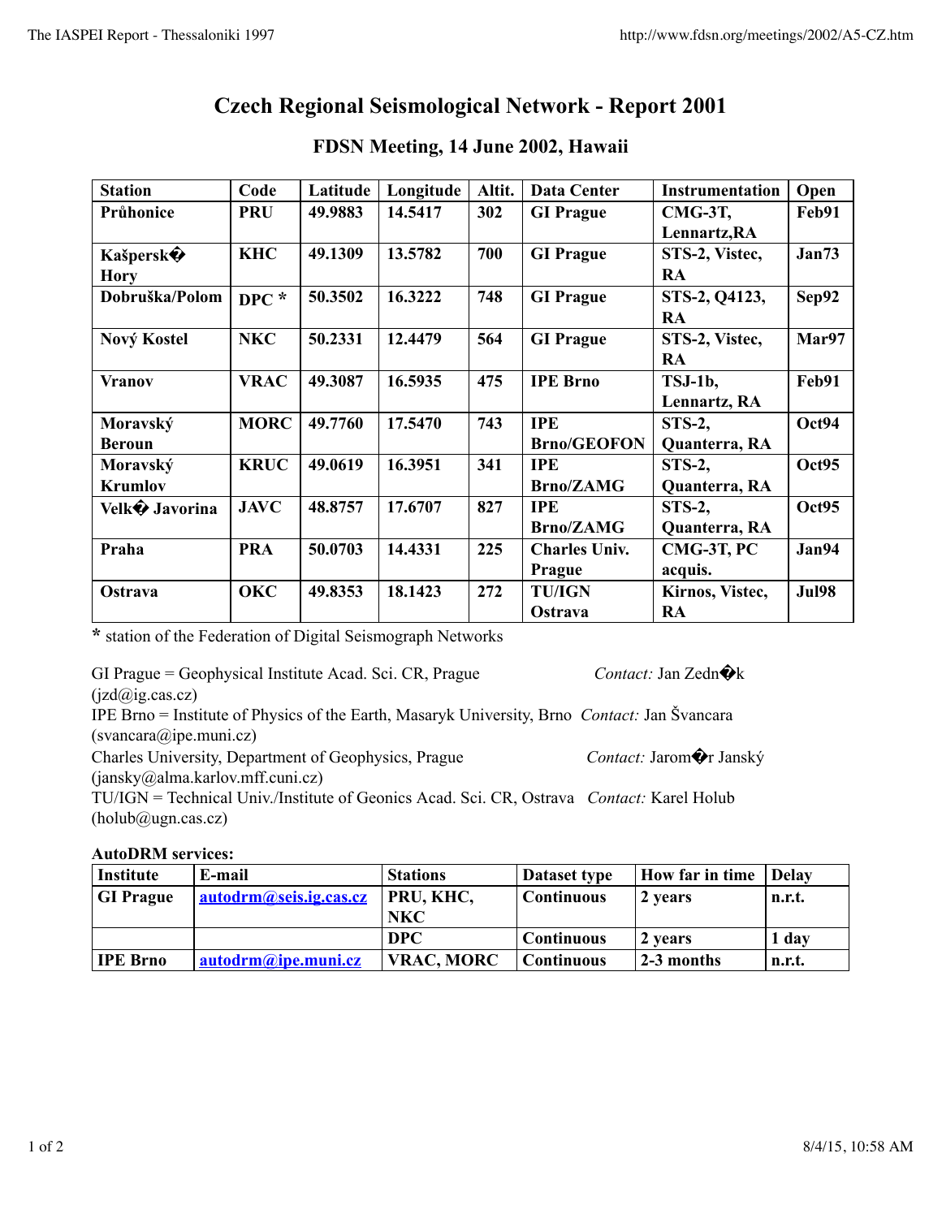# Czech Regional Seismological Network - Report 2001

## FDSN Meeting, 14 June 2002, Hawaii

| Station | Code | Latitude | Longitude | Altit. | Data Center | Instrumentation | Open |
|---|---|---|---|---|---|---|---|
| **Průhonice** | **PRU** | **49.9883** | **14.5417** | **302** | **GI Prague** | **CMG-3T, Lennartz,RA** | **Feb91** |
| **Kašpersk� Hory** | **KHC** | **49.1309** | **13.5782** | **700** | **GI Prague** | **STS-2, Vistec, RA** | **Jan73** |
| **Dobruška/Polom** | **DPC *** | **50.3502** | **16.3222** | **748** | **GI Prague** | **STS-2, Q4123, RA** | **Sep92** |
| **Nový Kostel** | **NKC** | **50.2331** | **12.4479** | **564** | **GI Prague** | **STS-2, Vistec, RA** | **Mar97** |
| **Vranov** | **VRAC** | **49.3087** | **16.5935** | **475** | **IPE Brno** | **TSJ-1b, Lennartz, RA** | **Feb91** |
| **Moravský Beroun** | **MORC** | **49.7760** | **17.5470** | **743** | **IPE Brno/GEOFON** | **STS-2, Quanterra, RA** | **Oct94** |
| **Moravský Krumlov** | **KRUC** | **49.0619** | **16.3951** | **341** | **IPE Brno/ZAMG** | **STS-2, Quanterra, RA** | **Oct95** |
| **Velk� Javorina** | **JAVC** | **48.8757** | **17.6707** | **827** | **IPE Brno/ZAMG** | **STS-2, Quanterra, RA** | **Oct95** |
| **Praha** | **PRA** | **50.0703** | **14.4331** | **225** | **Charles Univ. Prague** | **CMG-3T, PC acquis.** | **Jan94** |
| **Ostrava** | **OKC** | **49.8353** | **18.1423** | **272** | **TU/IGN Ostrava** | **Kirnos, Vistec, RA** | **Jul98** |

**\*** station of the Federation of Digital Seismograph Networks

GI Prague = Geophysical Institute Acad. Sci. CR, Prague *Contact:* Jan Zedn�k (jzd@ig.cas.cz)
IPE Brno = Institute of Physics of the Earth, Masaryk University, Brno *Contact:* Jan Švancara (svancara@ipe.muni.cz)
Charles University, Department of Geophysics, Prague *Contact:* Jarom�r Janský (jansky@alma.karlov.mff.cuni.cz)
TU/IGN = Technical Univ./Institute of Geonics Acad. Sci. CR, Ostrava *Contact:* Karel Holub (holub@ugn.cas.cz)

**AutoDRM services:**

| Institute | E-mail | Stations | Dataset type | How far in time | Delay |
|---|---|---|---|---|---|
| **GI Prague** | **autodrm@seis.ig.cas.cz** | **PRU, KHC, NKC** | **Continuous** | **2 years** | **n.r.t.** |
| | | **DPC** | **Continuous** | **2 years** | **1 day** |
| **IPE Brno** | **autodrm@ipe.muni.cz** | **VRAC, MORC** | **Continuous** | **2-3 months** | **n.r.t.** |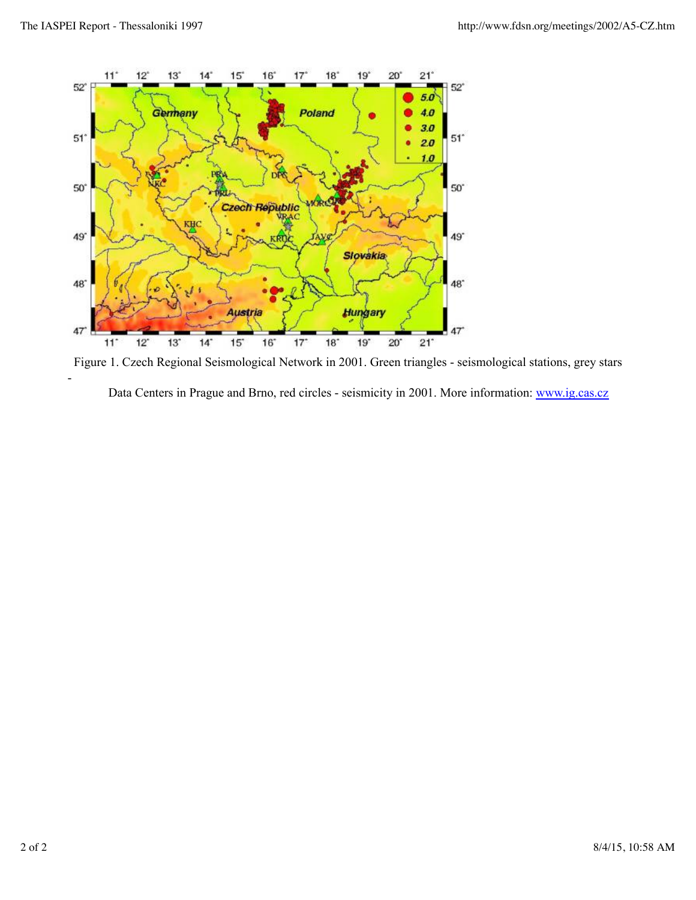11° 12° 13° 14° 15° 16° 17° 18° 19° 20° 21°

52° 51° 50° 49° 48° 47°

5.0
4.0
3.0
2.0
1.0

Germany
Poland
Czech Republic
Slovakia
Austria
Hungary

NKC
PRA
PRU
DPC
MORC
KHC
VRAC
KRUC
JAVC

Figure 1. Czech Regional Seismological Network in 2001. Green triangles - seismological stations, grey stars - Data Centers in Prague and Brno, red circles - seismicity in 2001. More information: [www.ig.cas.cz](http://www.ig.cas.cz)